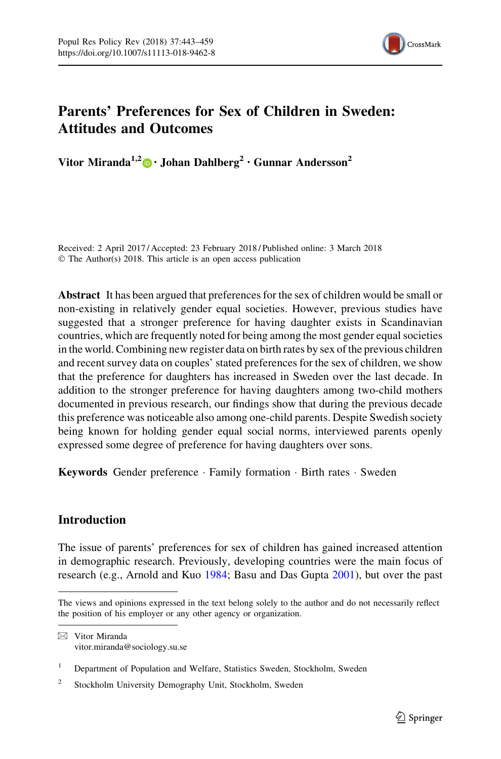# Parents' Preferences for Sex of Children in Sweden: Attitudes and Outcomes

**Vitor Miranda[1,2] · Johan Dahlberg[2] · Gunnar Andersson[2]**

Received: 2 April 2017 / Accepted: 23 February 2018 / Published online: 3 March 2018
© The Author(s) 2018. This article is an open access publication

**Abstract** It has been argued that preferences for the sex of children would be small or non-existing in relatively gender equal societies. However, previous studies have suggested that a stronger preference for having daughter exists in Scandinavian countries, which are frequently noted for being among the most gender equal societies in the world. Combining new register data on birth rates by sex of the previous children and recent survey data on couples' stated preferences for the sex of children, we show that the preference for daughters has increased in Sweden over the last decade. In addition to the stronger preference for having daughters among two-child mothers documented in previous research, our findings show that during the previous decade this preference was noticeable also among one-child parents. Despite Swedish society being known for holding gender equal social norms, interviewed parents openly expressed some degree of preference for having daughters over sons.

**Keywords** Gender preference · Family formation · Birth rates · Sweden

## Introduction

The issue of parents' preferences for sex of children has gained increased attention in demographic research. Previously, developing countries were the main focus of research (e.g., Arnold and Kuo 1984; Basu and Das Gupta 2001), but over the past

The views and opinions expressed in the text belong solely to the author and do not necessarily reflect the position of his employer or any other agency or organization.

✉ Vitor Miranda
vitor.miranda@sociology.su.se

[1] Department of Population and Welfare, Statistics Sweden, Stockholm, Sweden

[2] Stockholm University Demography Unit, Stockholm, Sweden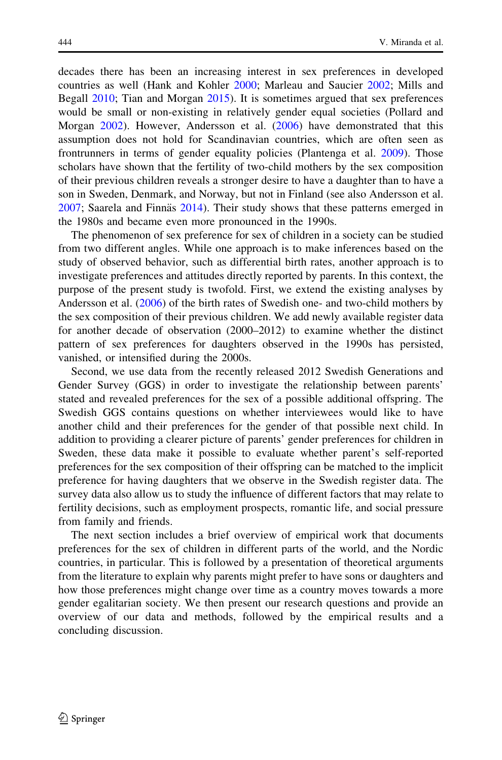decades there has been an increasing interest in sex preferences in developed countries as well (Hank and Kohler 2000; Marleau and Saucier 2002; Mills and Begall 2010; Tian and Morgan 2015). It is sometimes argued that sex preferences would be small or non-existing in relatively gender equal societies (Pollard and Morgan 2002). However, Andersson et al. (2006) have demonstrated that this assumption does not hold for Scandinavian countries, which are often seen as frontrunners in terms of gender equality policies (Plantenga et al. 2009). Those scholars have shown that the fertility of two-child mothers by the sex composition of their previous children reveals a stronger desire to have a daughter than to have a son in Sweden, Denmark, and Norway, but not in Finland (see also Andersson et al. 2007; Saarela and Finnäs 2014). Their study shows that these patterns emerged in the 1980s and became even more pronounced in the 1990s.

The phenomenon of sex preference for sex of children in a society can be studied from two different angles. While one approach is to make inferences based on the study of observed behavior, such as differential birth rates, another approach is to investigate preferences and attitudes directly reported by parents. In this context, the purpose of the present study is twofold. First, we extend the existing analyses by Andersson et al. (2006) of the birth rates of Swedish one- and two-child mothers by the sex composition of their previous children. We add newly available register data for another decade of observation (2000–2012) to examine whether the distinct pattern of sex preferences for daughters observed in the 1990s has persisted, vanished, or intensified during the 2000s.

Second, we use data from the recently released 2012 Swedish Generations and Gender Survey (GGS) in order to investigate the relationship between parents' stated and revealed preferences for the sex of a possible additional offspring. The Swedish GGS contains questions on whether interviewees would like to have another child and their preferences for the gender of that possible next child. In addition to providing a clearer picture of parents' gender preferences for children in Sweden, these data make it possible to evaluate whether parent's self-reported preferences for the sex composition of their offspring can be matched to the implicit preference for having daughters that we observe in the Swedish register data. The survey data also allow us to study the influence of different factors that may relate to fertility decisions, such as employment prospects, romantic life, and social pressure from family and friends.

The next section includes a brief overview of empirical work that documents preferences for the sex of children in different parts of the world, and the Nordic countries, in particular. This is followed by a presentation of theoretical arguments from the literature to explain why parents might prefer to have sons or daughters and how those preferences might change over time as a country moves towards a more gender egalitarian society. We then present our research questions and provide an overview of our data and methods, followed by the empirical results and a concluding discussion.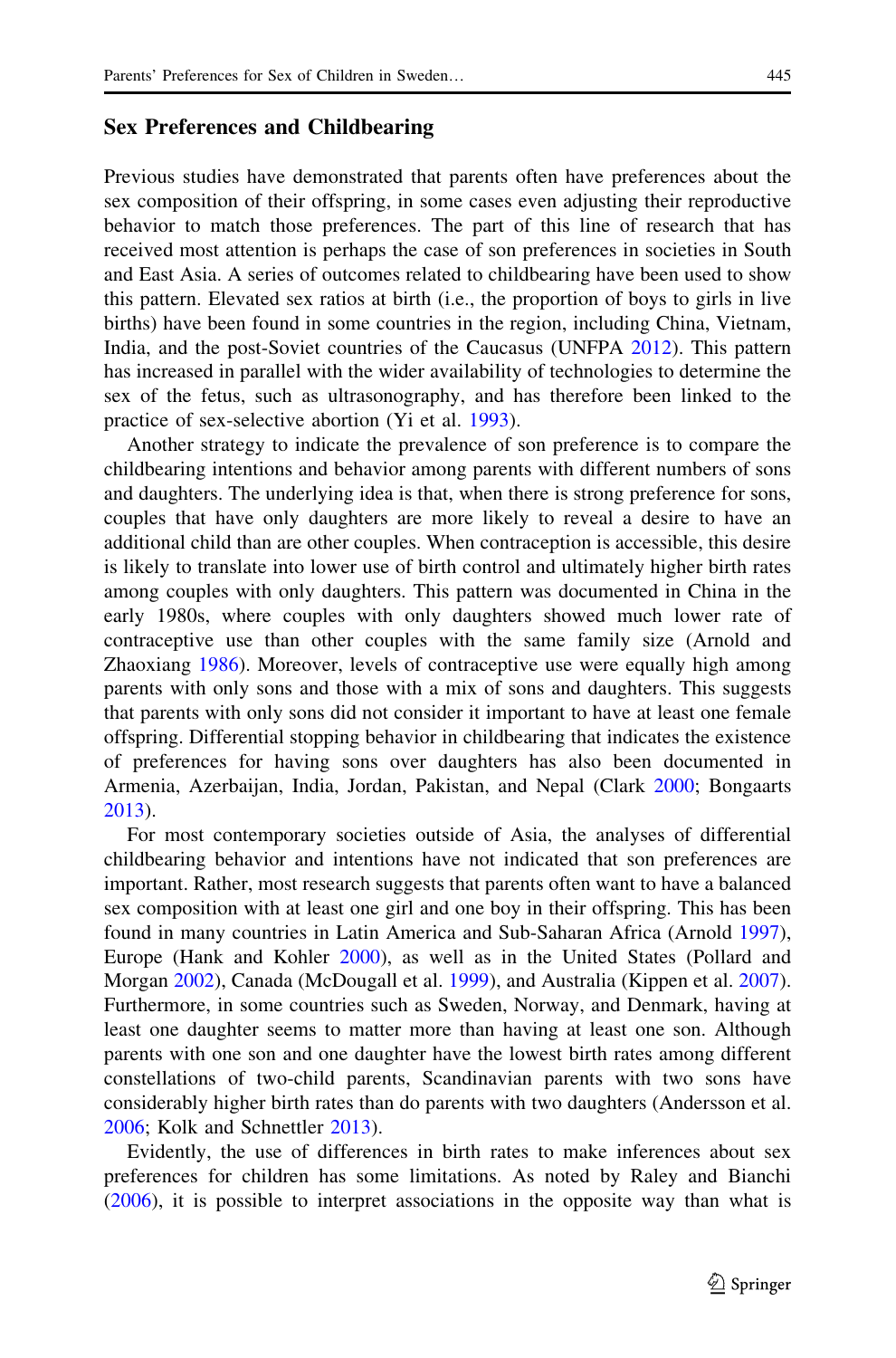## Sex Preferences and Childbearing

Previous studies have demonstrated that parents often have preferences about the sex composition of their offspring, in some cases even adjusting their reproductive behavior to match those preferences. The part of this line of research that has received most attention is perhaps the case of son preferences in societies in South and East Asia. A series of outcomes related to childbearing have been used to show this pattern. Elevated sex ratios at birth (i.e., the proportion of boys to girls in live births) have been found in some countries in the region, including China, Vietnam, India, and the post-Soviet countries of the Caucasus (UNFPA 2012). This pattern has increased in parallel with the wider availability of technologies to determine the sex of the fetus, such as ultrasonography, and has therefore been linked to the practice of sex-selective abortion (Yi et al. 1993).

Another strategy to indicate the prevalence of son preference is to compare the childbearing intentions and behavior among parents with different numbers of sons and daughters. The underlying idea is that, when there is strong preference for sons, couples that have only daughters are more likely to reveal a desire to have an additional child than are other couples. When contraception is accessible, this desire is likely to translate into lower use of birth control and ultimately higher birth rates among couples with only daughters. This pattern was documented in China in the early 1980s, where couples with only daughters showed much lower rate of contraceptive use than other couples with the same family size (Arnold and Zhaoxiang 1986). Moreover, levels of contraceptive use were equally high among parents with only sons and those with a mix of sons and daughters. This suggests that parents with only sons did not consider it important to have at least one female offspring. Differential stopping behavior in childbearing that indicates the existence of preferences for having sons over daughters has also been documented in Armenia, Azerbaijan, India, Jordan, Pakistan, and Nepal (Clark 2000; Bongaarts 2013).

For most contemporary societies outside of Asia, the analyses of differential childbearing behavior and intentions have not indicated that son preferences are important. Rather, most research suggests that parents often want to have a balanced sex composition with at least one girl and one boy in their offspring. This has been found in many countries in Latin America and Sub-Saharan Africa (Arnold 1997), Europe (Hank and Kohler 2000), as well as in the United States (Pollard and Morgan 2002), Canada (McDougall et al. 1999), and Australia (Kippen et al. 2007). Furthermore, in some countries such as Sweden, Norway, and Denmark, having at least one daughter seems to matter more than having at least one son. Although parents with one son and one daughter have the lowest birth rates among different constellations of two-child parents, Scandinavian parents with two sons have considerably higher birth rates than do parents with two daughters (Andersson et al. 2006; Kolk and Schnettler 2013).

Evidently, the use of differences in birth rates to make inferences about sex preferences for children has some limitations. As noted by Raley and Bianchi (2006), it is possible to interpret associations in the opposite way than what is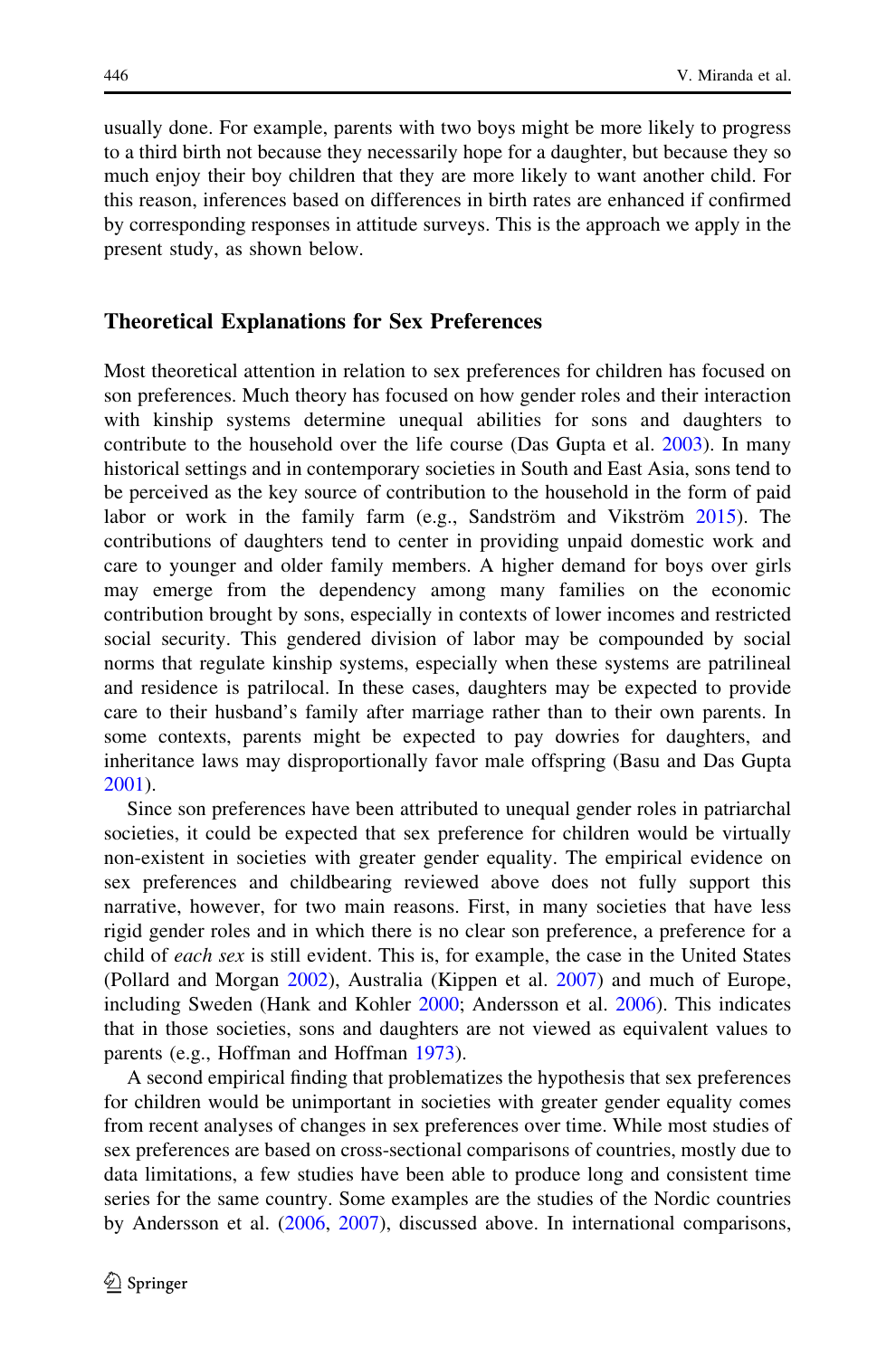usually done. For example, parents with two boys might be more likely to progress to a third birth not because they necessarily hope for a daughter, but because they so much enjoy their boy children that they are more likely to want another child. For this reason, inferences based on differences in birth rates are enhanced if confirmed by corresponding responses in attitude surveys. This is the approach we apply in the present study, as shown below.

## Theoretical Explanations for Sex Preferences

Most theoretical attention in relation to sex preferences for children has focused on son preferences. Much theory has focused on how gender roles and their interaction with kinship systems determine unequal abilities for sons and daughters to contribute to the household over the life course (Das Gupta et al. 2003). In many historical settings and in contemporary societies in South and East Asia, sons tend to be perceived as the key source of contribution to the household in the form of paid labor or work in the family farm (e.g., Sandström and Vikström 2015). The contributions of daughters tend to center in providing unpaid domestic work and care to younger and older family members. A higher demand for boys over girls may emerge from the dependency among many families on the economic contribution brought by sons, especially in contexts of lower incomes and restricted social security. This gendered division of labor may be compounded by social norms that regulate kinship systems, especially when these systems are patrilineal and residence is patrilocal. In these cases, daughters may be expected to provide care to their husband's family after marriage rather than to their own parents. In some contexts, parents might be expected to pay dowries for daughters, and inheritance laws may disproportionally favor male offspring (Basu and Das Gupta 2001).

Since son preferences have been attributed to unequal gender roles in patriarchal societies, it could be expected that sex preference for children would be virtually non-existent in societies with greater gender equality. The empirical evidence on sex preferences and childbearing reviewed above does not fully support this narrative, however, for two main reasons. First, in many societies that have less rigid gender roles and in which there is no clear son preference, a preference for a child of *each sex* is still evident. This is, for example, the case in the United States (Pollard and Morgan 2002), Australia (Kippen et al. 2007) and much of Europe, including Sweden (Hank and Kohler 2000; Andersson et al. 2006). This indicates that in those societies, sons and daughters are not viewed as equivalent values to parents (e.g., Hoffman and Hoffman 1973).

A second empirical finding that problematizes the hypothesis that sex preferences for children would be unimportant in societies with greater gender equality comes from recent analyses of changes in sex preferences over time. While most studies of sex preferences are based on cross-sectional comparisons of countries, mostly due to data limitations, a few studies have been able to produce long and consistent time series for the same country. Some examples are the studies of the Nordic countries by Andersson et al. (2006, 2007), discussed above. In international comparisons,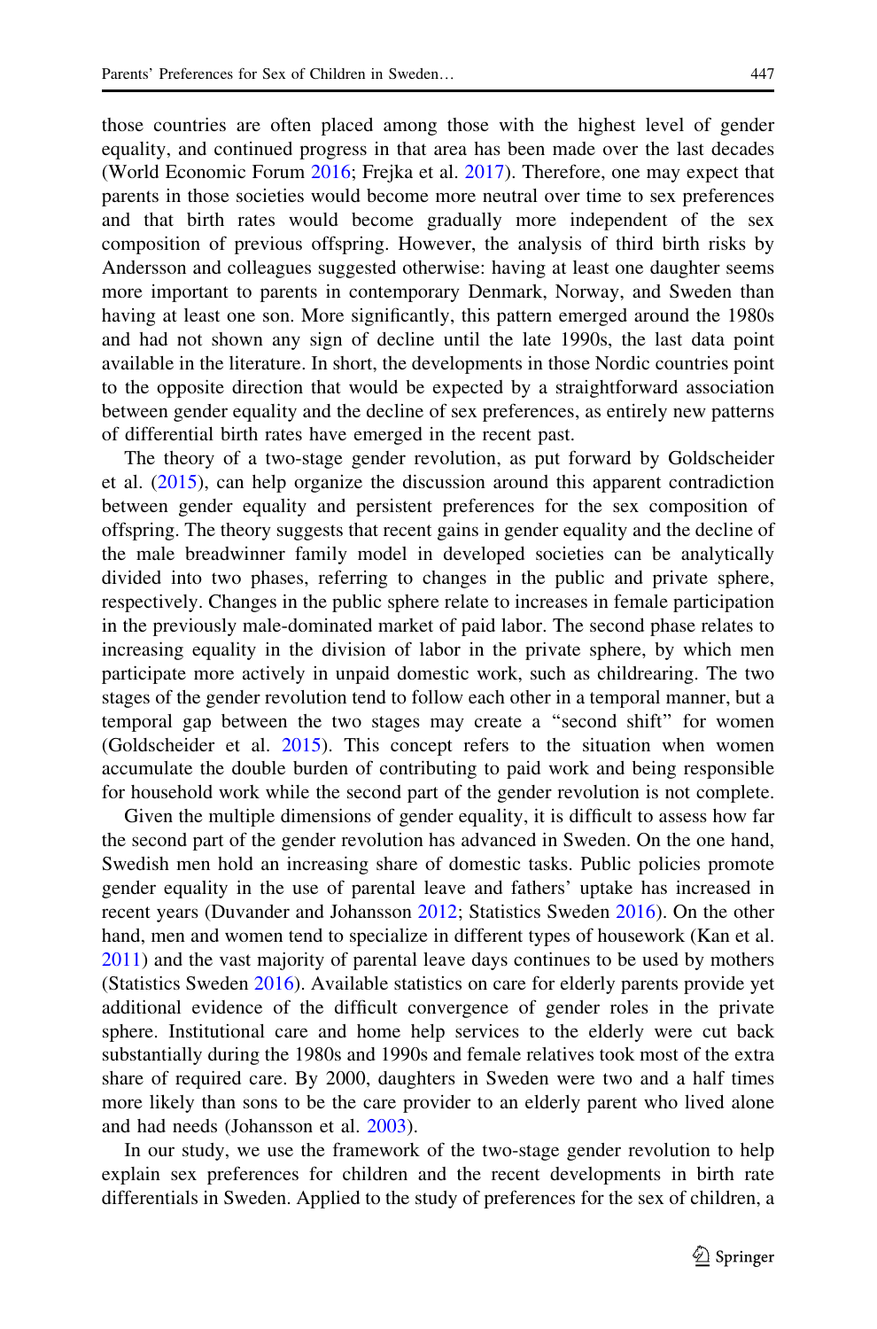those countries are often placed among those with the highest level of gender equality, and continued progress in that area has been made over the last decades (World Economic Forum 2016; Frejka et al. 2017). Therefore, one may expect that parents in those societies would become more neutral over time to sex preferences and that birth rates would become gradually more independent of the sex composition of previous offspring. However, the analysis of third birth risks by Andersson and colleagues suggested otherwise: having at least one daughter seems more important to parents in contemporary Denmark, Norway, and Sweden than having at least one son. More significantly, this pattern emerged around the 1980s and had not shown any sign of decline until the late 1990s, the last data point available in the literature. In short, the developments in those Nordic countries point to the opposite direction that would be expected by a straightforward association between gender equality and the decline of sex preferences, as entirely new patterns of differential birth rates have emerged in the recent past.

The theory of a two-stage gender revolution, as put forward by Goldscheider et al. (2015), can help organize the discussion around this apparent contradiction between gender equality and persistent preferences for the sex composition of offspring. The theory suggests that recent gains in gender equality and the decline of the male breadwinner family model in developed societies can be analytically divided into two phases, referring to changes in the public and private sphere, respectively. Changes in the public sphere relate to increases in female participation in the previously male-dominated market of paid labor. The second phase relates to increasing equality in the division of labor in the private sphere, by which men participate more actively in unpaid domestic work, such as childrearing. The two stages of the gender revolution tend to follow each other in a temporal manner, but a temporal gap between the two stages may create a "second shift" for women (Goldscheider et al. 2015). This concept refers to the situation when women accumulate the double burden of contributing to paid work and being responsible for household work while the second part of the gender revolution is not complete.

Given the multiple dimensions of gender equality, it is difficult to assess how far the second part of the gender revolution has advanced in Sweden. On the one hand, Swedish men hold an increasing share of domestic tasks. Public policies promote gender equality in the use of parental leave and fathers' uptake has increased in recent years (Duvander and Johansson 2012; Statistics Sweden 2016). On the other hand, men and women tend to specialize in different types of housework (Kan et al. 2011) and the vast majority of parental leave days continues to be used by mothers (Statistics Sweden 2016). Available statistics on care for elderly parents provide yet additional evidence of the difficult convergence of gender roles in the private sphere. Institutional care and home help services to the elderly were cut back substantially during the 1980s and 1990s and female relatives took most of the extra share of required care. By 2000, daughters in Sweden were two and a half times more likely than sons to be the care provider to an elderly parent who lived alone and had needs (Johansson et al. 2003).

In our study, we use the framework of the two-stage gender revolution to help explain sex preferences for children and the recent developments in birth rate differentials in Sweden. Applied to the study of preferences for the sex of children, a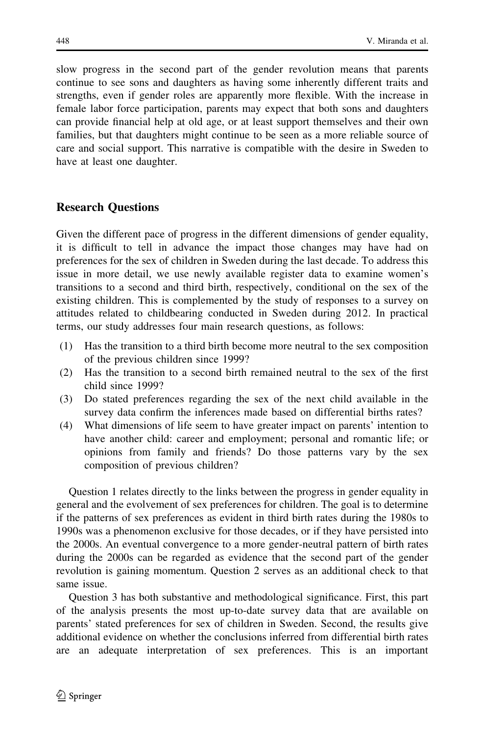slow progress in the second part of the gender revolution means that parents continue to see sons and daughters as having some inherently different traits and strengths, even if gender roles are apparently more flexible. With the increase in female labor force participation, parents may expect that both sons and daughters can provide financial help at old age, or at least support themselves and their own families, but that daughters might continue to be seen as a more reliable source of care and social support. This narrative is compatible with the desire in Sweden to have at least one daughter.

## Research Questions

Given the different pace of progress in the different dimensions of gender equality, it is difficult to tell in advance the impact those changes may have had on preferences for the sex of children in Sweden during the last decade. To address this issue in more detail, we use newly available register data to examine women's transitions to a second and third birth, respectively, conditional on the sex of the existing children. This is complemented by the study of responses to a survey on attitudes related to childbearing conducted in Sweden during 2012. In practical terms, our study addresses four main research questions, as follows:

(1) Has the transition to a third birth become more neutral to the sex composition of the previous children since 1999?
(2) Has the transition to a second birth remained neutral to the sex of the first child since 1999?
(3) Do stated preferences regarding the sex of the next child available in the survey data confirm the inferences made based on differential births rates?
(4) What dimensions of life seem to have greater impact on parents' intention to have another child: career and employment; personal and romantic life; or opinions from family and friends? Do those patterns vary by the sex composition of previous children?

Question 1 relates directly to the links between the progress in gender equality in general and the evolvement of sex preferences for children. The goal is to determine if the patterns of sex preferences as evident in third birth rates during the 1980s to 1990s was a phenomenon exclusive for those decades, or if they have persisted into the 2000s. An eventual convergence to a more gender-neutral pattern of birth rates during the 2000s can be regarded as evidence that the second part of the gender revolution is gaining momentum. Question 2 serves as an additional check to that same issue.

Question 3 has both substantive and methodological significance. First, this part of the analysis presents the most up-to-date survey data that are available on parents' stated preferences for sex of children in Sweden. Second, the results give additional evidence on whether the conclusions inferred from differential birth rates are an adequate interpretation of sex preferences. This is an important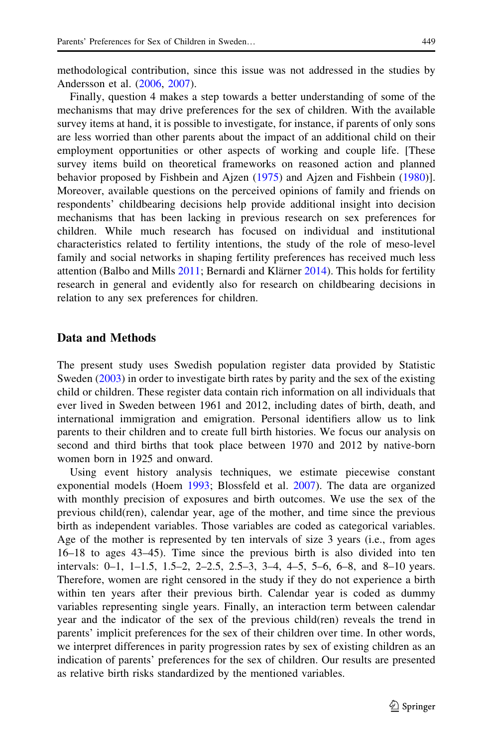methodological contribution, since this issue was not addressed in the studies by Andersson et al. (2006, 2007).

Finally, question 4 makes a step towards a better understanding of some of the mechanisms that may drive preferences for the sex of children. With the available survey items at hand, it is possible to investigate, for instance, if parents of only sons are less worried than other parents about the impact of an additional child on their employment opportunities or other aspects of working and couple life. [These survey items build on theoretical frameworks on reasoned action and planned behavior proposed by Fishbein and Ajzen (1975) and Ajzen and Fishbein (1980)]. Moreover, available questions on the perceived opinions of family and friends on respondents' childbearing decisions help provide additional insight into decision mechanisms that has been lacking in previous research on sex preferences for children. While much research has focused on individual and institutional characteristics related to fertility intentions, the study of the role of meso-level family and social networks in shaping fertility preferences has received much less attention (Balbo and Mills 2011; Bernardi and Klärner 2014). This holds for fertility research in general and evidently also for research on childbearing decisions in relation to any sex preferences for children.

## Data and Methods

The present study uses Swedish population register data provided by Statistic Sweden (2003) in order to investigate birth rates by parity and the sex of the existing child or children. These register data contain rich information on all individuals that ever lived in Sweden between 1961 and 2012, including dates of birth, death, and international immigration and emigration. Personal identifiers allow us to link parents to their children and to create full birth histories. We focus our analysis on second and third births that took place between 1970 and 2012 by native-born women born in 1925 and onward.

Using event history analysis techniques, we estimate piecewise constant exponential models (Hoem 1993; Blossfeld et al. 2007). The data are organized with monthly precision of exposures and birth outcomes. We use the sex of the previous child(ren), calendar year, age of the mother, and time since the previous birth as independent variables. Those variables are coded as categorical variables. Age of the mother is represented by ten intervals of size 3 years (i.e., from ages 16–18 to ages 43–45). Time since the previous birth is also divided into ten intervals: 0–1, 1–1.5, 1.5–2, 2–2.5, 2.5–3, 3–4, 4–5, 5–6, 6–8, and 8–10 years. Therefore, women are right censored in the study if they do not experience a birth within ten years after their previous birth. Calendar year is coded as dummy variables representing single years. Finally, an interaction term between calendar year and the indicator of the sex of the previous child(ren) reveals the trend in parents' implicit preferences for the sex of their children over time. In other words, we interpret differences in parity progression rates by sex of existing children as an indication of parents' preferences for the sex of children. Our results are presented as relative birth risks standardized by the mentioned variables.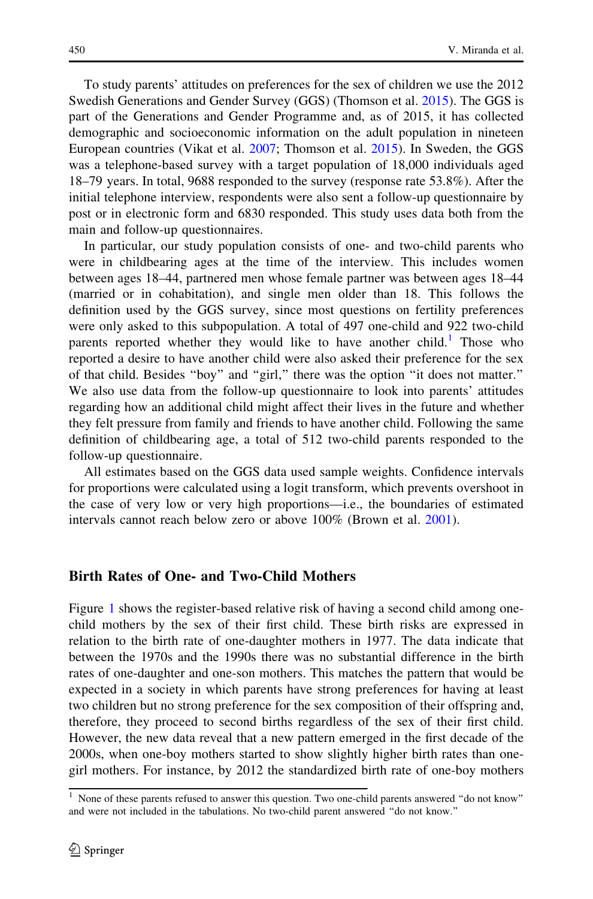To study parents' attitudes on preferences for the sex of children we use the 2012 Swedish Generations and Gender Survey (GGS) (Thomson et al. 2015). The GGS is part of the Generations and Gender Programme and, as of 2015, it has collected demographic and socioeconomic information on the adult population in nineteen European countries (Vikat et al. 2007; Thomson et al. 2015). In Sweden, the GGS was a telephone-based survey with a target population of 18,000 individuals aged 18–79 years. In total, 9688 responded to the survey (response rate 53.8%). After the initial telephone interview, respondents were also sent a follow-up questionnaire by post or in electronic form and 6830 responded. This study uses data both from the main and follow-up questionnaires.

In particular, our study population consists of one- and two-child parents who were in childbearing ages at the time of the interview. This includes women between ages 18–44, partnered men whose female partner was between ages 18–44 (married or in cohabitation), and single men older than 18. This follows the definition used by the GGS survey, since most questions on fertility preferences were only asked to this subpopulation. A total of 497 one-child and 922 two-child parents reported whether they would like to have another child.[1] Those who reported a desire to have another child were also asked their preference for the sex of that child. Besides "boy" and "girl," there was the option "it does not matter." We also use data from the follow-up questionnaire to look into parents' attitudes regarding how an additional child might affect their lives in the future and whether they felt pressure from family and friends to have another child. Following the same definition of childbearing age, a total of 512 two-child parents responded to the follow-up questionnaire.

All estimates based on the GGS data used sample weights. Confidence intervals for proportions were calculated using a logit transform, which prevents overshoot in the case of very low or very high proportions—i.e., the boundaries of estimated intervals cannot reach below zero or above 100% (Brown et al. 2001).

## Birth Rates of One- and Two-Child Mothers

Figure 1 shows the register-based relative risk of having a second child among one-child mothers by the sex of their first child. These birth risks are expressed in relation to the birth rate of one-daughter mothers in 1977. The data indicate that between the 1970s and the 1990s there was no substantial difference in the birth rates of one-daughter and one-son mothers. This matches the pattern that would be expected in a society in which parents have strong preferences for having at least two children but no strong preference for the sex composition of their offspring and, therefore, they proceed to second births regardless of the sex of their first child. However, the new data reveal that a new pattern emerged in the first decade of the 2000s, when one-boy mothers started to show slightly higher birth rates than one-girl mothers. For instance, by 2012 the standardized birth rate of one-boy mothers

[1] None of these parents refused to answer this question. Two one-child parents answered "do not know" and were not included in the tabulations. No two-child parent answered "do not know."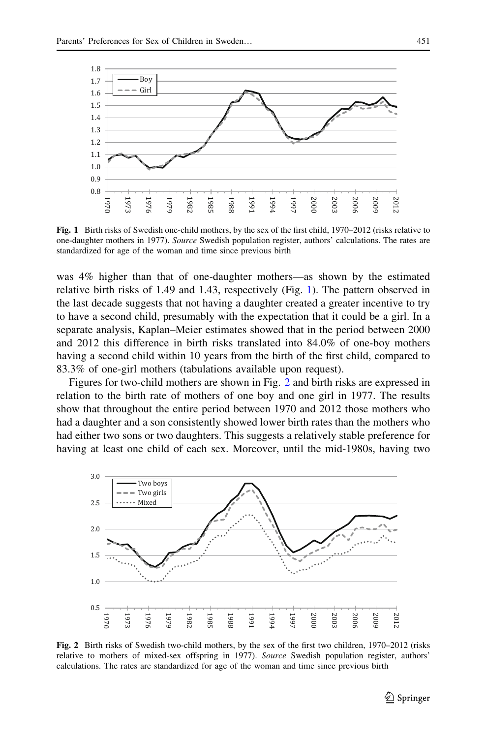Fig. 1 Birth risks of Swedish one-child mothers, by the sex of the first child, 1970–2012 (risks relative to one-daughter mothers in 1977). *Source* Swedish population register, authors' calculations. The rates are standardized for age of the woman and time since previous birth

was 4% higher than that of one-daughter mothers—as shown by the estimated relative birth risks of 1.49 and 1.43, respectively (Fig. 1). The pattern observed in the last decade suggests that not having a daughter created a greater incentive to try to have a second child, presumably with the expectation that it could be a girl. In a separate analysis, Kaplan–Meier estimates showed that in the period between 2000 and 2012 this difference in birth risks translated into 84.0% of one-boy mothers having a second child within 10 years from the birth of the first child, compared to 83.3% of one-girl mothers (tabulations available upon request).

Figures for two-child mothers are shown in Fig. 2 and birth risks are expressed in relation to the birth rate of mothers of one boy and one girl in 1977. The results show that throughout the entire period between 1970 and 2012 those mothers who had a daughter and a son consistently showed lower birth rates than the mothers who had either two sons or two daughters. This suggests a relatively stable preference for having at least one child of each sex. Moreover, until the mid-1980s, having two

Fig. 2 Birth risks of Swedish two-child mothers, by the sex of the first two children, 1970–2012 (risks relative to mothers of mixed-sex offspring in 1977). *Source* Swedish population register, authors' calculations. The rates are standardized for age of the woman and time since previous birth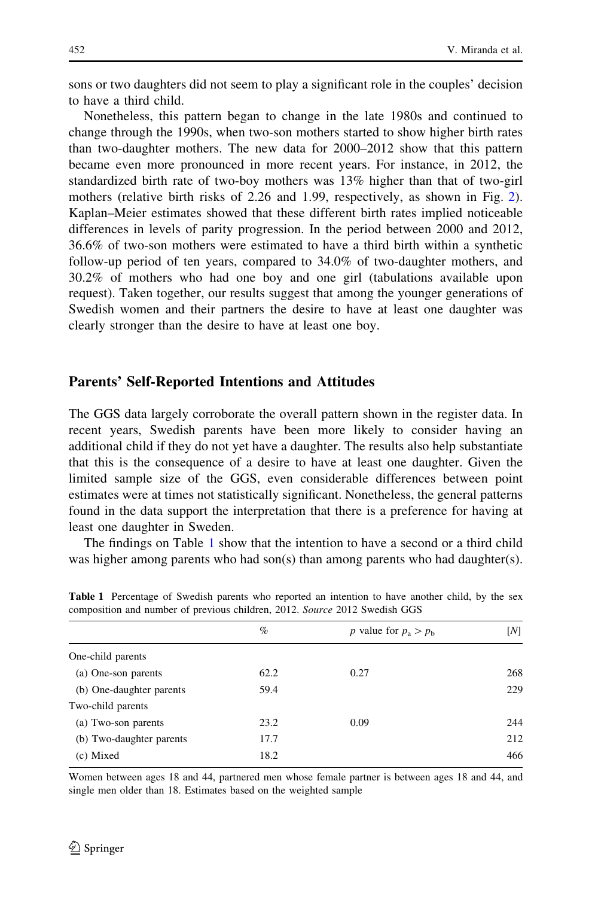sons or two daughters did not seem to play a significant role in the couples' decision to have a third child.

Nonetheless, this pattern began to change in the late 1980s and continued to change through the 1990s, when two-son mothers started to show higher birth rates than two-daughter mothers. The new data for 2000–2012 show that this pattern became even more pronounced in more recent years. For instance, in 2012, the standardized birth rate of two-boy mothers was 13% higher than that of two-girl mothers (relative birth risks of 2.26 and 1.99, respectively, as shown in Fig. 2). Kaplan–Meier estimates showed that these different birth rates implied noticeable differences in levels of parity progression. In the period between 2000 and 2012, 36.6% of two-son mothers were estimated to have a third birth within a synthetic follow-up period of ten years, compared to 34.0% of two-daughter mothers, and 30.2% of mothers who had one boy and one girl (tabulations available upon request). Taken together, our results suggest that among the younger generations of Swedish women and their partners the desire to have at least one daughter was clearly stronger than the desire to have at least one boy.

## Parents' Self-Reported Intentions and Attitudes

The GGS data largely corroborate the overall pattern shown in the register data. In recent years, Swedish parents have been more likely to consider having an additional child if they do not yet have a daughter. The results also help substantiate that this is the consequence of a desire to have at least one daughter. Given the limited sample size of the GGS, even considerable differences between point estimates were at times not statistically significant. Nonetheless, the general patterns found in the data support the interpretation that there is a preference for having at least one daughter in Sweden.

The findings on Table 1 show that the intention to have a second or a third child was higher among parents who had son(s) than among parents who had daughter(s).

**Table 1** Percentage of Swedish parents who reported an intention to have another child, by the sex composition and number of previous children, 2012. *Source* 2012 Swedish GGS

| | % | *p* value for $p_a > p_b$ | [*N*] |
|---|---|---|---|
| One-child parents | | | |
| (a) One-son parents | 62.2 | 0.27 | 268 |
| (b) One-daughter parents | 59.4 | | 229 |
| Two-child parents | | | |
| (a) Two-son parents | 23.2 | 0.09 | 244 |
| (b) Two-daughter parents | 17.7 | | 212 |
| (c) Mixed | 18.2 | | 466 |

Women between ages 18 and 44, partnered men whose female partner is between ages 18 and 44, and single men older than 18. Estimates based on the weighted sample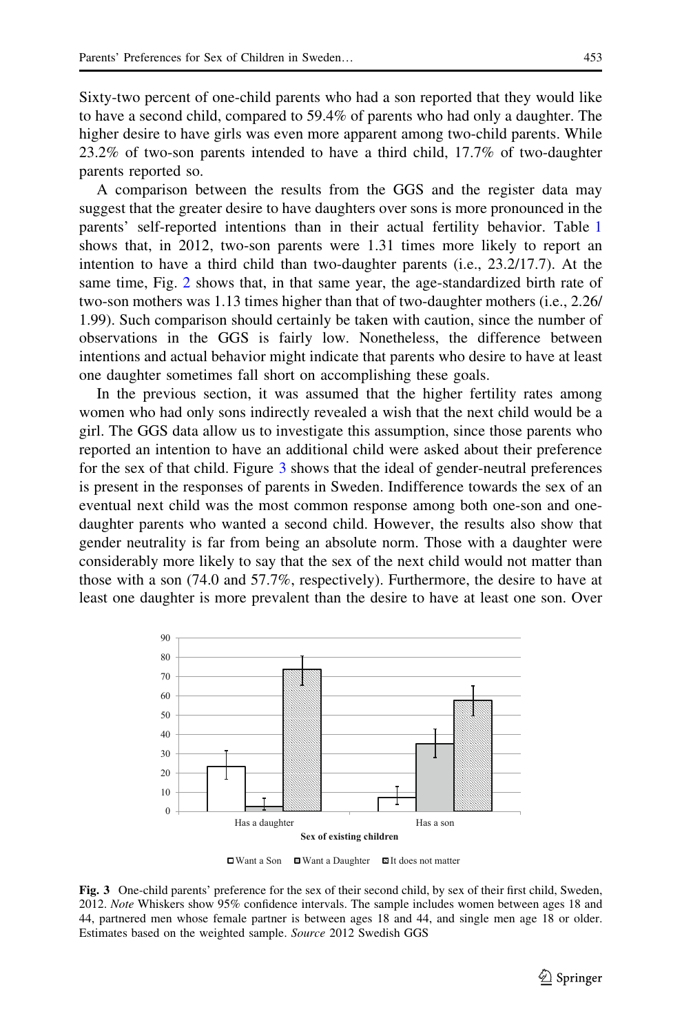Sixty-two percent of one-child parents who had a son reported that they would like to have a second child, compared to 59.4% of parents who had only a daughter. The higher desire to have girls was even more apparent among two-child parents. While 23.2% of two-son parents intended to have a third child, 17.7% of two-daughter parents reported so.

A comparison between the results from the GGS and the register data may suggest that the greater desire to have daughters over sons is more pronounced in the parents' self-reported intentions than in their actual fertility behavior. Table 1 shows that, in 2012, two-son parents were 1.31 times more likely to report an intention to have a third child than two-daughter parents (i.e., 23.2/17.7). At the same time, Fig. 2 shows that, in that same year, the age-standardized birth rate of two-son mothers was 1.13 times higher than that of two-daughter mothers (i.e., 2.26/1.99). Such comparison should certainly be taken with caution, since the number of observations in the GGS is fairly low. Nonetheless, the difference between intentions and actual behavior might indicate that parents who desire to have at least one daughter sometimes fall short on accomplishing these goals.

In the previous section, it was assumed that the higher fertility rates among women who had only sons indirectly revealed a wish that the next child would be a girl. The GGS data allow us to investigate this assumption, since those parents who reported an intention to have an additional child were asked about their preference for the sex of that child. Figure 3 shows that the ideal of gender-neutral preferences is present in the responses of parents in Sweden. Indifference towards the sex of an eventual next child was the most common response among both one-son and one-daughter parents who wanted a second child. However, the results also show that gender neutrality is far from being an absolute norm. Those with a daughter were considerably more likely to say that the sex of the next child would not matter than those with a son (74.0 and 57.7%, respectively). Furthermore, the desire to have at least one daughter is more prevalent than the desire to have at least one son. Over

**Fig. 3** One-child parents' preference for the sex of their second child, by sex of their first child, Sweden, 2012. *Note* Whiskers show 95% confidence intervals. The sample includes women between ages 18 and 44, partnered men whose female partner is between ages 18 and 44, and single men age 18 or older. Estimates based on the weighted sample. *Source* 2012 Swedish GGS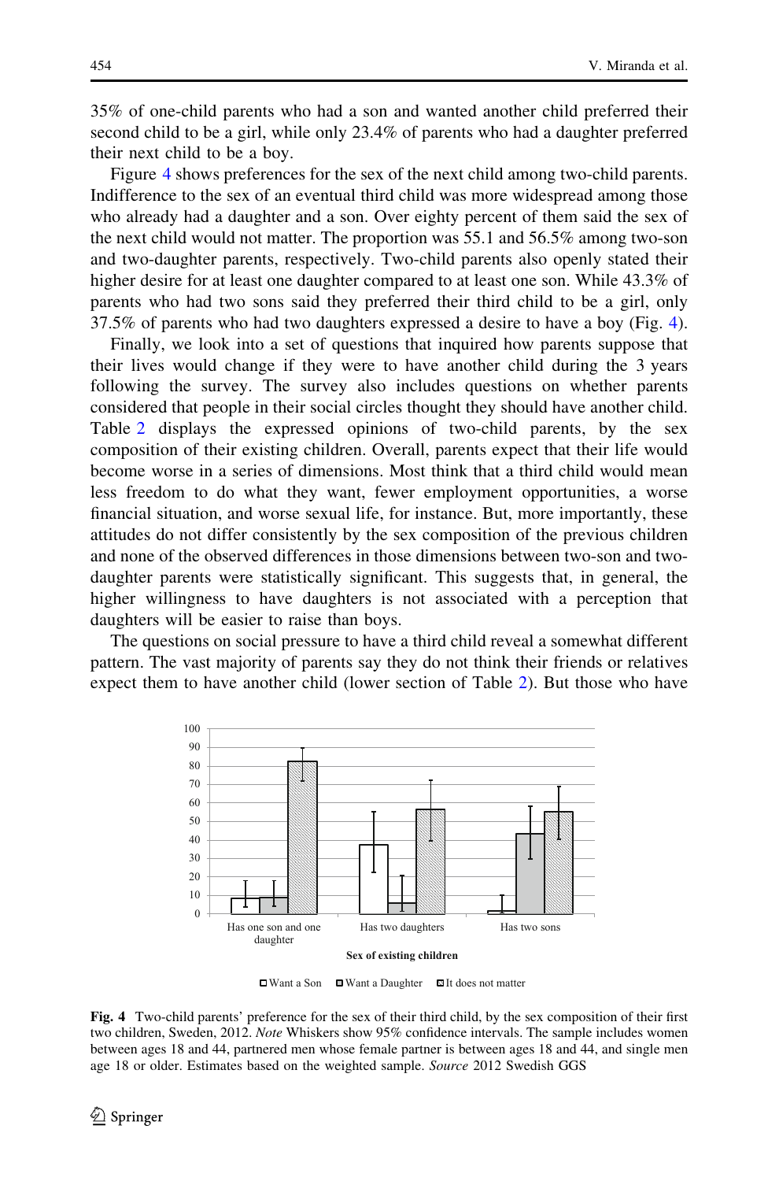35% of one-child parents who had a son and wanted another child preferred their second child to be a girl, while only 23.4% of parents who had a daughter preferred their next child to be a boy.

Figure 4 shows preferences for the sex of the next child among two-child parents. Indifference to the sex of an eventual third child was more widespread among those who already had a daughter and a son. Over eighty percent of them said the sex of the next child would not matter. The proportion was 55.1 and 56.5% among two-son and two-daughter parents, respectively. Two-child parents also openly stated their higher desire for at least one daughter compared to at least one son. While 43.3% of parents who had two sons said they preferred their third child to be a girl, only 37.5% of parents who had two daughters expressed a desire to have a boy (Fig. 4).

Finally, we look into a set of questions that inquired how parents suppose that their lives would change if they were to have another child during the 3 years following the survey. The survey also includes questions on whether parents considered that people in their social circles thought they should have another child. Table 2 displays the expressed opinions of two-child parents, by the sex composition of their existing children. Overall, parents expect that their life would become worse in a series of dimensions. Most think that a third child would mean less freedom to do what they want, fewer employment opportunities, a worse financial situation, and worse sexual life, for instance. But, more importantly, these attitudes do not differ consistently by the sex composition of the previous children and none of the observed differences in those dimensions between two-son and two-daughter parents were statistically significant. This suggests that, in general, the higher willingness to have daughters is not associated with a perception that daughters will be easier to raise than boys.

The questions on social pressure to have a third child reveal a somewhat different pattern. The vast majority of parents say they do not think their friends or relatives expect them to have another child (lower section of Table 2). But those who have

**Fig. 4** Two-child parents' preference for the sex of their third child, by the sex composition of their first two children, Sweden, 2012. *Note* Whiskers show 95% confidence intervals. The sample includes women between ages 18 and 44, partnered men whose female partner is between ages 18 and 44, and single men age 18 or older. Estimates based on the weighted sample. *Source* 2012 Swedish GGS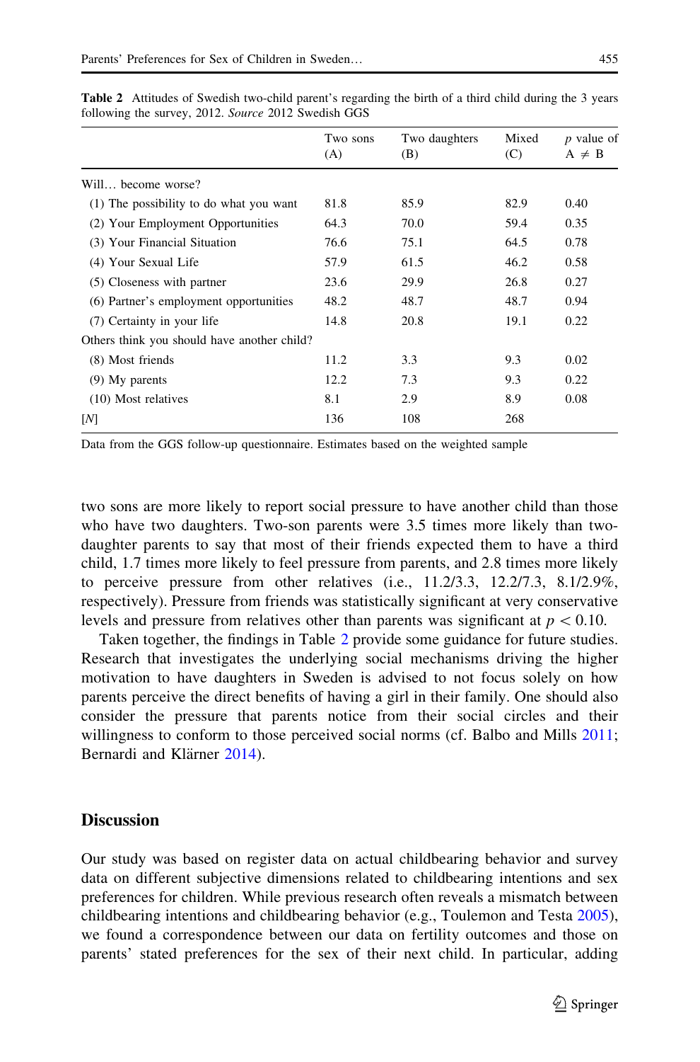**Table 2** Attitudes of Swedish two-child parent's regarding the birth of a third child during the 3 years following the survey, 2012. *Source* 2012 Swedish GGS

| | Two sons (A) | Two daughters (B) | Mixed (C) | *p* value of A ≠ B |
|---|---|---|---|---|
| Will… become worse? | | | | |
| (1) The possibility to do what you want | 81.8 | 85.9 | 82.9 | 0.40 |
| (2) Your Employment Opportunities | 64.3 | 70.0 | 59.4 | 0.35 |
| (3) Your Financial Situation | 76.6 | 75.1 | 64.5 | 0.78 |
| (4) Your Sexual Life | 57.9 | 61.5 | 46.2 | 0.58 |
| (5) Closeness with partner | 23.6 | 29.9 | 26.8 | 0.27 |
| (6) Partner's employment opportunities | 48.2 | 48.7 | 48.7 | 0.94 |
| (7) Certainty in your life | 14.8 | 20.8 | 19.1 | 0.22 |
| Others think you should have another child? | | | | |
| (8) Most friends | 11.2 | 3.3 | 9.3 | 0.02 |
| (9) My parents | 12.2 | 7.3 | 9.3 | 0.22 |
| (10) Most relatives | 8.1 | 2.9 | 8.9 | 0.08 |
| [*N*] | 136 | 108 | 268 | |

Data from the GGS follow-up questionnaire. Estimates based on the weighted sample

two sons are more likely to report social pressure to have another child than those who have two daughters. Two-son parents were 3.5 times more likely than two-daughter parents to say that most of their friends expected them to have a third child, 1.7 times more likely to feel pressure from parents, and 2.8 times more likely to perceive pressure from other relatives (i.e., 11.2/3.3, 12.2/7.3, 8.1/2.9%, respectively). Pressure from friends was statistically significant at very conservative levels and pressure from relatives other than parents was significant at $p < 0.10$.

Taken together, the findings in Table 2 provide some guidance for future studies. Research that investigates the underlying social mechanisms driving the higher motivation to have daughters in Sweden is advised to not focus solely on how parents perceive the direct benefits of having a girl in their family. One should also consider the pressure that parents notice from their social circles and their willingness to conform to those perceived social norms (cf. Balbo and Mills 2011; Bernardi and Klärner 2014).

## Discussion

Our study was based on register data on actual childbearing behavior and survey data on different subjective dimensions related to childbearing intentions and sex preferences for children. While previous research often reveals a mismatch between childbearing intentions and childbearing behavior (e.g., Toulemon and Testa 2005), we found a correspondence between our data on fertility outcomes and those on parents' stated preferences for the sex of their next child. In particular, adding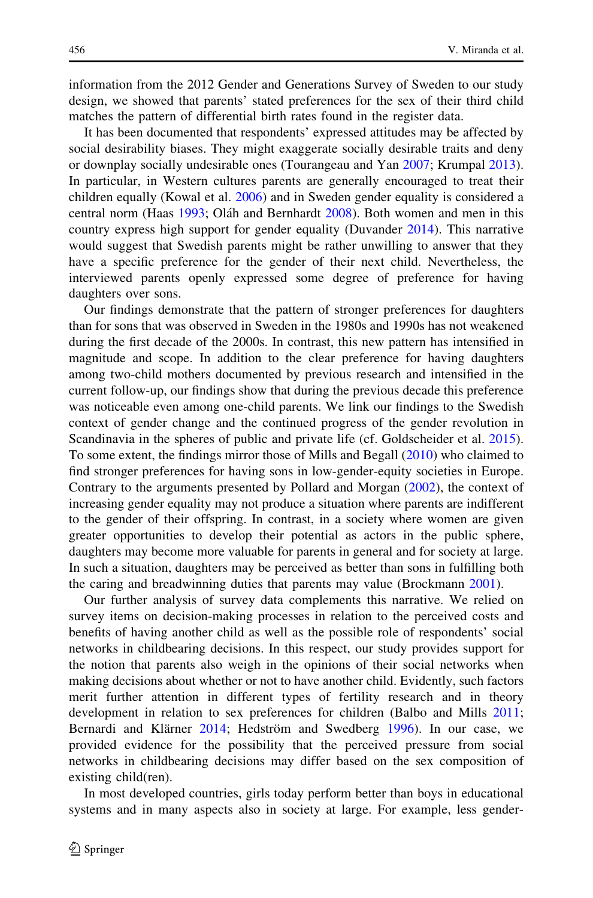information from the 2012 Gender and Generations Survey of Sweden to our study design, we showed that parents' stated preferences for the sex of their third child matches the pattern of differential birth rates found in the register data.

It has been documented that respondents' expressed attitudes may be affected by social desirability biases. They might exaggerate socially desirable traits and deny or downplay socially undesirable ones (Tourangeau and Yan 2007; Krumpal 2013). In particular, in Western cultures parents are generally encouraged to treat their children equally (Kowal et al. 2006) and in Sweden gender equality is considered a central norm (Haas 1993; Oláh and Bernhardt 2008). Both women and men in this country express high support for gender equality (Duvander 2014). This narrative would suggest that Swedish parents might be rather unwilling to answer that they have a specific preference for the gender of their next child. Nevertheless, the interviewed parents openly expressed some degree of preference for having daughters over sons.

Our findings demonstrate that the pattern of stronger preferences for daughters than for sons that was observed in Sweden in the 1980s and 1990s has not weakened during the first decade of the 2000s. In contrast, this new pattern has intensified in magnitude and scope. In addition to the clear preference for having daughters among two-child mothers documented by previous research and intensified in the current follow-up, our findings show that during the previous decade this preference was noticeable even among one-child parents. We link our findings to the Swedish context of gender change and the continued progress of the gender revolution in Scandinavia in the spheres of public and private life (cf. Goldscheider et al. 2015). To some extent, the findings mirror those of Mills and Begall (2010) who claimed to find stronger preferences for having sons in low-gender-equity societies in Europe. Contrary to the arguments presented by Pollard and Morgan (2002), the context of increasing gender equality may not produce a situation where parents are indifferent to the gender of their offspring. In contrast, in a society where women are given greater opportunities to develop their potential as actors in the public sphere, daughters may become more valuable for parents in general and for society at large. In such a situation, daughters may be perceived as better than sons in fulfilling both the caring and breadwinning duties that parents may value (Brockmann 2001).

Our further analysis of survey data complements this narrative. We relied on survey items on decision-making processes in relation to the perceived costs and benefits of having another child as well as the possible role of respondents' social networks in childbearing decisions. In this respect, our study provides support for the notion that parents also weigh in the opinions of their social networks when making decisions about whether or not to have another child. Evidently, such factors merit further attention in different types of fertility research and in theory development in relation to sex preferences for children (Balbo and Mills 2011; Bernardi and Klärner 2014; Hedström and Swedberg 1996). In our case, we provided evidence for the possibility that the perceived pressure from social networks in childbearing decisions may differ based on the sex composition of existing child(ren).

In most developed countries, girls today perform better than boys in educational systems and in many aspects also in society at large. For example, less gender-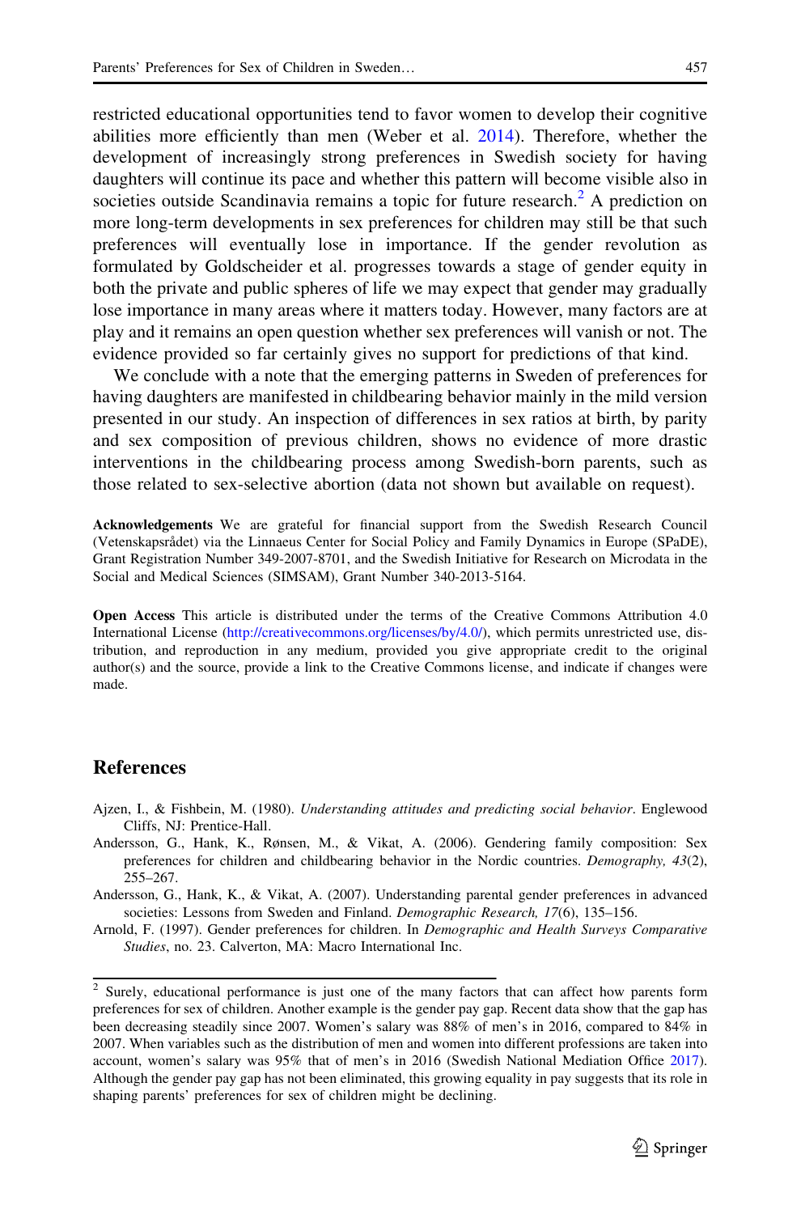restricted educational opportunities tend to favor women to develop their cognitive abilities more efficiently than men (Weber et al. 2014). Therefore, whether the development of increasingly strong preferences in Swedish society for having daughters will continue its pace and whether this pattern will become visible also in societies outside Scandinavia remains a topic for future research.[2] A prediction on more long-term developments in sex preferences for children may still be that such preferences will eventually lose in importance. If the gender revolution as formulated by Goldscheider et al. progresses towards a stage of gender equity in both the private and public spheres of life we may expect that gender may gradually lose importance in many areas where it matters today. However, many factors are at play and it remains an open question whether sex preferences will vanish or not. The evidence provided so far certainly gives no support for predictions of that kind.

We conclude with a note that the emerging patterns in Sweden of preferences for having daughters are manifested in childbearing behavior mainly in the mild version presented in our study. An inspection of differences in sex ratios at birth, by parity and sex composition of previous children, shows no evidence of more drastic interventions in the childbearing process among Swedish-born parents, such as those related to sex-selective abortion (data not shown but available on request).

**Acknowledgements** We are grateful for financial support from the Swedish Research Council (Vetenskapsrådet) via the Linnaeus Center for Social Policy and Family Dynamics in Europe (SPaDE), Grant Registration Number 349-2007-8701, and the Swedish Initiative for Research on Microdata in the Social and Medical Sciences (SIMSAM), Grant Number 340-2013-5164.

**Open Access** This article is distributed under the terms of the Creative Commons Attribution 4.0 International License (http://creativecommons.org/licenses/by/4.0/), which permits unrestricted use, distribution, and reproduction in any medium, provided you give appropriate credit to the original author(s) and the source, provide a link to the Creative Commons license, and indicate if changes were made.

## References

Ajzen, I., & Fishbein, M. (1980). *Understanding attitudes and predicting social behavior*. Englewood Cliffs, NJ: Prentice-Hall.

Andersson, G., Hank, K., Rønsen, M., & Vikat, A. (2006). Gendering family composition: Sex preferences for children and childbearing behavior in the Nordic countries. *Demography, 43*(2), 255–267.

Andersson, G., Hank, K., & Vikat, A. (2007). Understanding parental gender preferences in advanced societies: Lessons from Sweden and Finland. *Demographic Research, 17*(6), 135–156.

Arnold, F. (1997). Gender preferences for children. In *Demographic and Health Surveys Comparative Studies*, no. 23. Calverton, MA: Macro International Inc.

---

[2] Surely, educational performance is just one of the many factors that can affect how parents form preferences for sex of children. Another example is the gender pay gap. Recent data show that the gap has been decreasing steadily since 2007. Women's salary was 88% of men's in 2016, compared to 84% in 2007. When variables such as the distribution of men and women into different professions are taken into account, women's salary was 95% that of men's in 2016 (Swedish National Mediation Office 2017). Although the gender pay gap has not been eliminated, this growing equality in pay suggests that its role in shaping parents' preferences for sex of children might be declining.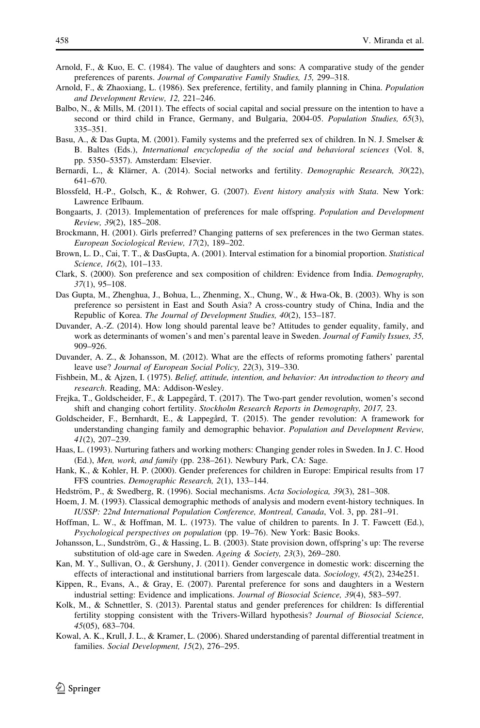Arnold, F., & Kuo, E. C. (1984). The value of daughters and sons: A comparative study of the gender preferences of parents. *Journal of Comparative Family Studies, 15,* 299–318.

Arnold, F., & Zhaoxiang, L. (1986). Sex preference, fertility, and family planning in China. *Population and Development Review, 12,* 221–246.

Balbo, N., & Mills, M. (2011). The effects of social capital and social pressure on the intention to have a second or third child in France, Germany, and Bulgaria, 2004-05. *Population Studies, 65*(3), 335–351.

Basu, A., & Das Gupta, M. (2001). Family systems and the preferred sex of children. In N. J. Smelser & B. Baltes (Eds.), *International encyclopedia of the social and behavioral sciences* (Vol. 8, pp. 5350–5357). Amsterdam: Elsevier.

Bernardi, L., & Klärner, A. (2014). Social networks and fertility. *Demographic Research, 30*(22), 641–670.

Blossfeld, H.-P., Golsch, K., & Rohwer, G. (2007). *Event history analysis with Stata*. New York: Lawrence Erlbaum.

Bongaarts, J. (2013). Implementation of preferences for male offspring. *Population and Development Review, 39*(2), 185–208.

Brockmann, H. (2001). Girls preferred? Changing patterns of sex preferences in the two German states. *European Sociological Review, 17*(2), 189–202.

Brown, L. D., Cai, T. T., & DasGupta, A. (2001). Interval estimation for a binomial proportion. *Statistical Science, 16*(2), 101–133.

Clark, S. (2000). Son preference and sex composition of children: Evidence from India. *Demography, 37*(1), 95–108.

Das Gupta, M., Zhenghua, J., Bohua, L., Zhenming, X., Chung, W., & Hwa-Ok, B. (2003). Why is son preference so persistent in East and South Asia? A cross-country study of China, India and the Republic of Korea. *The Journal of Development Studies, 40*(2), 153–187.

Duvander, A.-Z. (2014). How long should parental leave be? Attitudes to gender equality, family, and work as determinants of women's and men's parental leave in Sweden. *Journal of Family Issues, 35,* 909–926.

Duvander, A. Z., & Johansson, M. (2012). What are the effects of reforms promoting fathers' parental leave use? *Journal of European Social Policy, 22*(3), 319–330.

Fishbein, M., & Ajzen, I. (1975). *Belief, attitude, intention, and behavior: An introduction to theory and research*. Reading, MA: Addison-Wesley.

Frejka, T., Goldscheider, F., & Lappegård, T. (2017). The Two-part gender revolution, women's second shift and changing cohort fertility. *Stockholm Research Reports in Demography, 2017,* 23.

Goldscheider, F., Bernhardt, E., & Lappegård, T. (2015). The gender revolution: A framework for understanding changing family and demographic behavior. *Population and Development Review, 41*(2), 207–239.

Haas, L. (1993). Nurturing fathers and working mothers: Changing gender roles in Sweden. In J. C. Hood (Ed.), *Men, work, and family* (pp. 238–261). Newbury Park, CA: Sage.

Hank, K., & Kohler, H. P. (2000). Gender preferences for children in Europe: Empirical results from 17 FFS countries. *Demographic Research, 2*(1), 133–144.

Hedström, P., & Swedberg, R. (1996). Social mechanisms. *Acta Sociologica, 39*(3), 281–308.

Hoem, J. M. (1993). Classical demographic methods of analysis and modern event-history techniques. In *IUSSP: 22nd International Population Conference, Montreal, Canada*, Vol. 3, pp. 281–91.

Hoffman, L. W., & Hoffman, M. L. (1973). The value of children to parents. In J. T. Fawcett (Ed.), *Psychological perspectives on population* (pp. 19–76). New York: Basic Books.

Johansson, L., Sundström, G., & Hassing, L. B. (2003). State provision down, offspring's up: The reverse substitution of old-age care in Sweden. *Ageing & Society, 23*(3), 269–280.

Kan, M. Y., Sullivan, O., & Gershuny, J. (2011). Gender convergence in domestic work: discerning the effects of interactional and institutional barriers from largescale data. *Sociology, 45*(2), 234e251.

Kippen, R., Evans, A., & Gray, E. (2007). Parental preference for sons and daughters in a Western industrial setting: Evidence and implications. *Journal of Biosocial Science, 39*(4), 583–597.

Kolk, M., & Schnettler, S. (2013). Parental status and gender preferences for children: Is differential fertility stopping consistent with the Trivers-Willard hypothesis? *Journal of Biosocial Science, 45*(05), 683–704.

Kowal, A. K., Krull, J. L., & Kramer, L. (2006). Shared understanding of parental differential treatment in families. *Social Development, 15*(2), 276–295.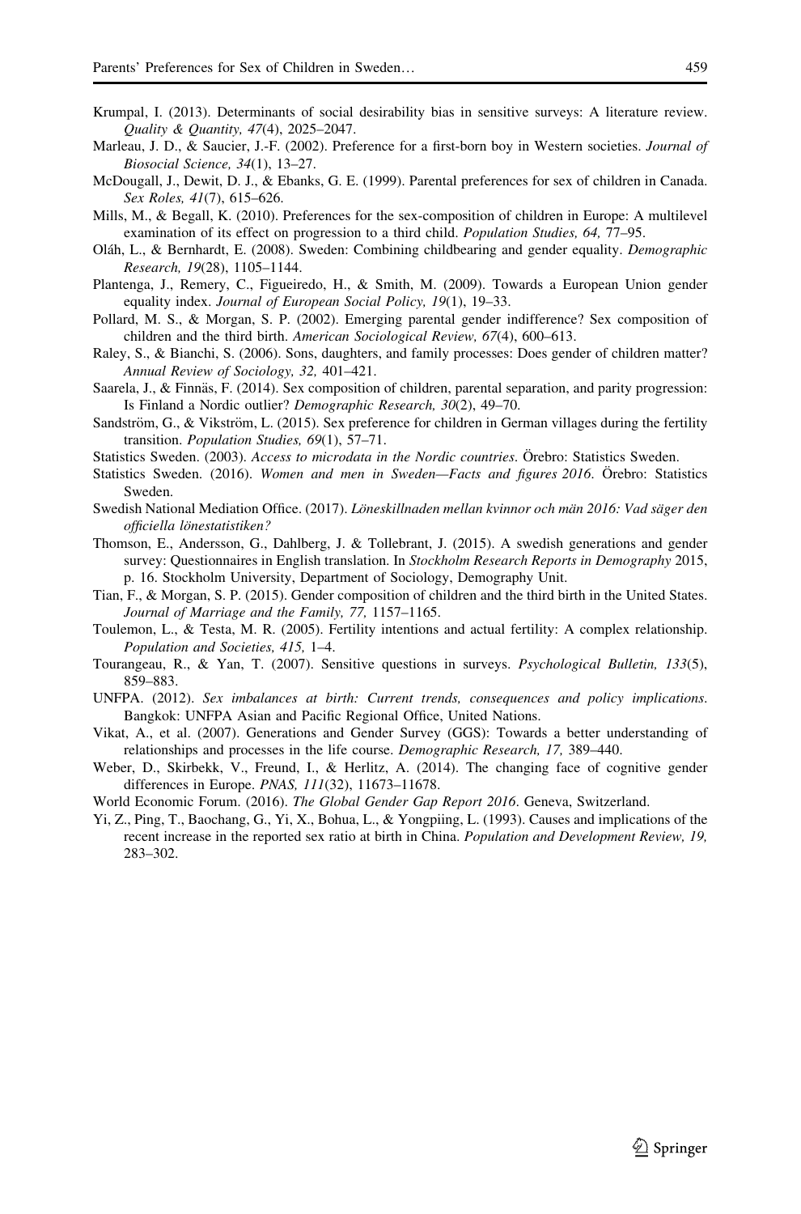Krumpal, I. (2013). Determinants of social desirability bias in sensitive surveys: A literature review. *Quality & Quantity, 47*(4), 2025–2047.

Marleau, J. D., & Saucier, J.-F. (2002). Preference for a first-born boy in Western societies. *Journal of Biosocial Science, 34*(1), 13–27.

McDougall, J., Dewit, D. J., & Ebanks, G. E. (1999). Parental preferences for sex of children in Canada. *Sex Roles, 41*(7), 615–626.

Mills, M., & Begall, K. (2010). Preferences for the sex-composition of children in Europe: A multilevel examination of its effect on progression to a third child. *Population Studies, 64,* 77–95.

Oláh, L., & Bernhardt, E. (2008). Sweden: Combining childbearing and gender equality. *Demographic Research, 19*(28), 1105–1144.

Plantenga, J., Remery, C., Figueiredo, H., & Smith, M. (2009). Towards a European Union gender equality index. *Journal of European Social Policy, 19*(1), 19–33.

Pollard, M. S., & Morgan, S. P. (2002). Emerging parental gender indifference? Sex composition of children and the third birth. *American Sociological Review, 67*(4), 600–613.

Raley, S., & Bianchi, S. (2006). Sons, daughters, and family processes: Does gender of children matter? *Annual Review of Sociology, 32,* 401–421.

Saarela, J., & Finnäs, F. (2014). Sex composition of children, parental separation, and parity progression: Is Finland a Nordic outlier? *Demographic Research, 30*(2), 49–70.

Sandström, G., & Vikström, L. (2015). Sex preference for children in German villages during the fertility transition. *Population Studies, 69*(1), 57–71.

Statistics Sweden. (2003). *Access to microdata in the Nordic countries*. Örebro: Statistics Sweden.

Statistics Sweden. (2016). *Women and men in Sweden—Facts and figures 2016*. Örebro: Statistics Sweden.

Swedish National Mediation Office. (2017). *Löneskillnaden mellan kvinnor och män 2016: Vad säger den officiella lönestatistiken?*

Thomson, E., Andersson, G., Dahlberg, J. & Tollebrant, J. (2015). A swedish generations and gender survey: Questionnaires in English translation. In *Stockholm Research Reports in Demography* 2015, p. 16. Stockholm University, Department of Sociology, Demography Unit.

Tian, F., & Morgan, S. P. (2015). Gender composition of children and the third birth in the United States. *Journal of Marriage and the Family, 77,* 1157–1165.

Toulemon, L., & Testa, M. R. (2005). Fertility intentions and actual fertility: A complex relationship. *Population and Societies, 415,* 1–4.

Tourangeau, R., & Yan, T. (2007). Sensitive questions in surveys. *Psychological Bulletin, 133*(5), 859–883.

UNFPA. (2012). *Sex imbalances at birth: Current trends, consequences and policy implications*. Bangkok: UNFPA Asian and Pacific Regional Office, United Nations.

Vikat, A., et al. (2007). Generations and Gender Survey (GGS): Towards a better understanding of relationships and processes in the life course. *Demographic Research, 17,* 389–440.

Weber, D., Skirbekk, V., Freund, I., & Herlitz, A. (2014). The changing face of cognitive gender differences in Europe. *PNAS, 111*(32), 11673–11678.

World Economic Forum. (2016). *The Global Gender Gap Report 2016*. Geneva, Switzerland.

Yi, Z., Ping, T., Baochang, G., Yi, X., Bohua, L., & Yongpiing, L. (1993). Causes and implications of the recent increase in the reported sex ratio at birth in China. *Population and Development Review, 19,* 283–302.